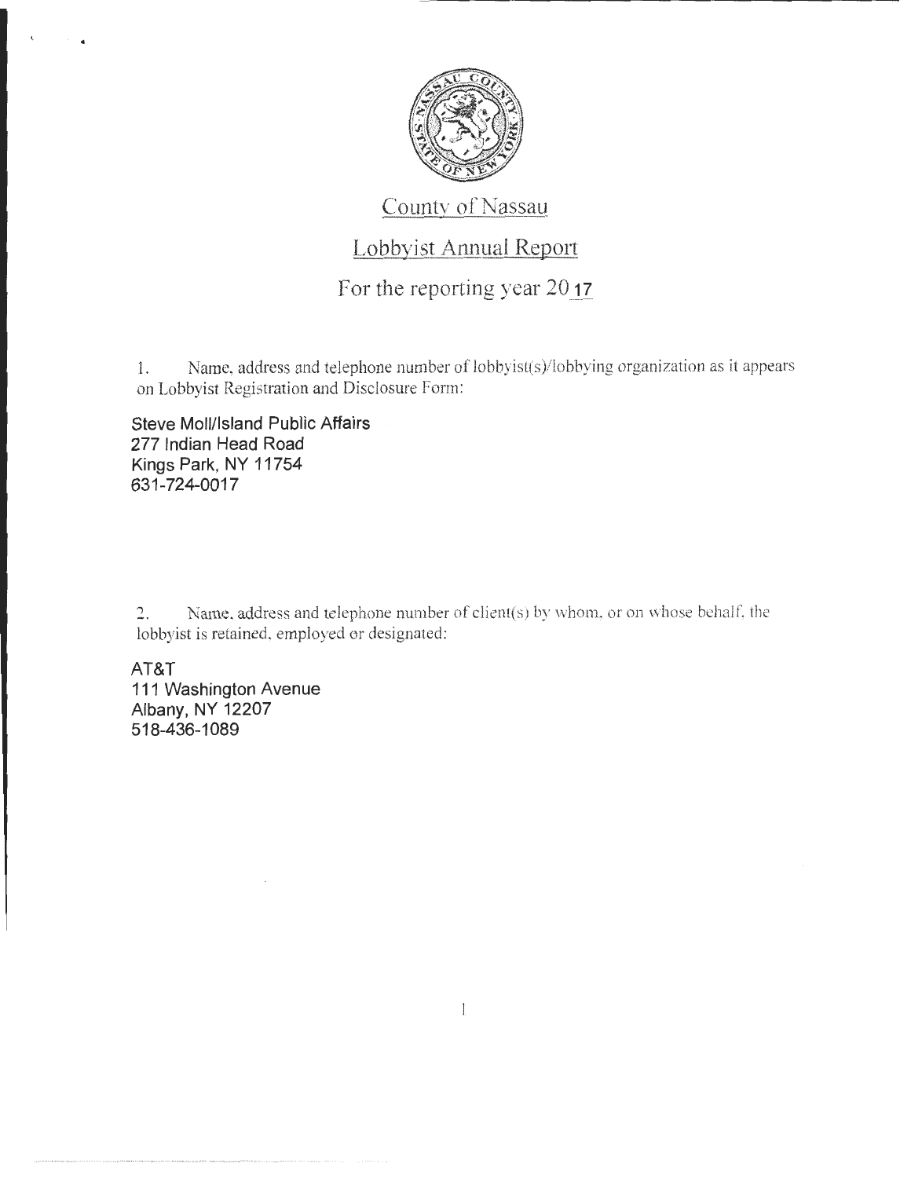# County of Nassau

## Lobbyist Annual Report

### For the reporting year 20 17

1. Name, address and telephone number of lobbyist(s)/lobbying organization as it appears on Lobbyist Registration and Disclosure Form:

Steve Moll/Island Public Affairs
277 Indian Head Road
Kings Park, NY 11754
631-724-0017

2. Name, address and telephone number of client(s) by whom, or on whose behalf, the lobbyist is retained, employed or designated:

AT&T
111 Washington Avenue
Albany, NY 12207
518-436-1089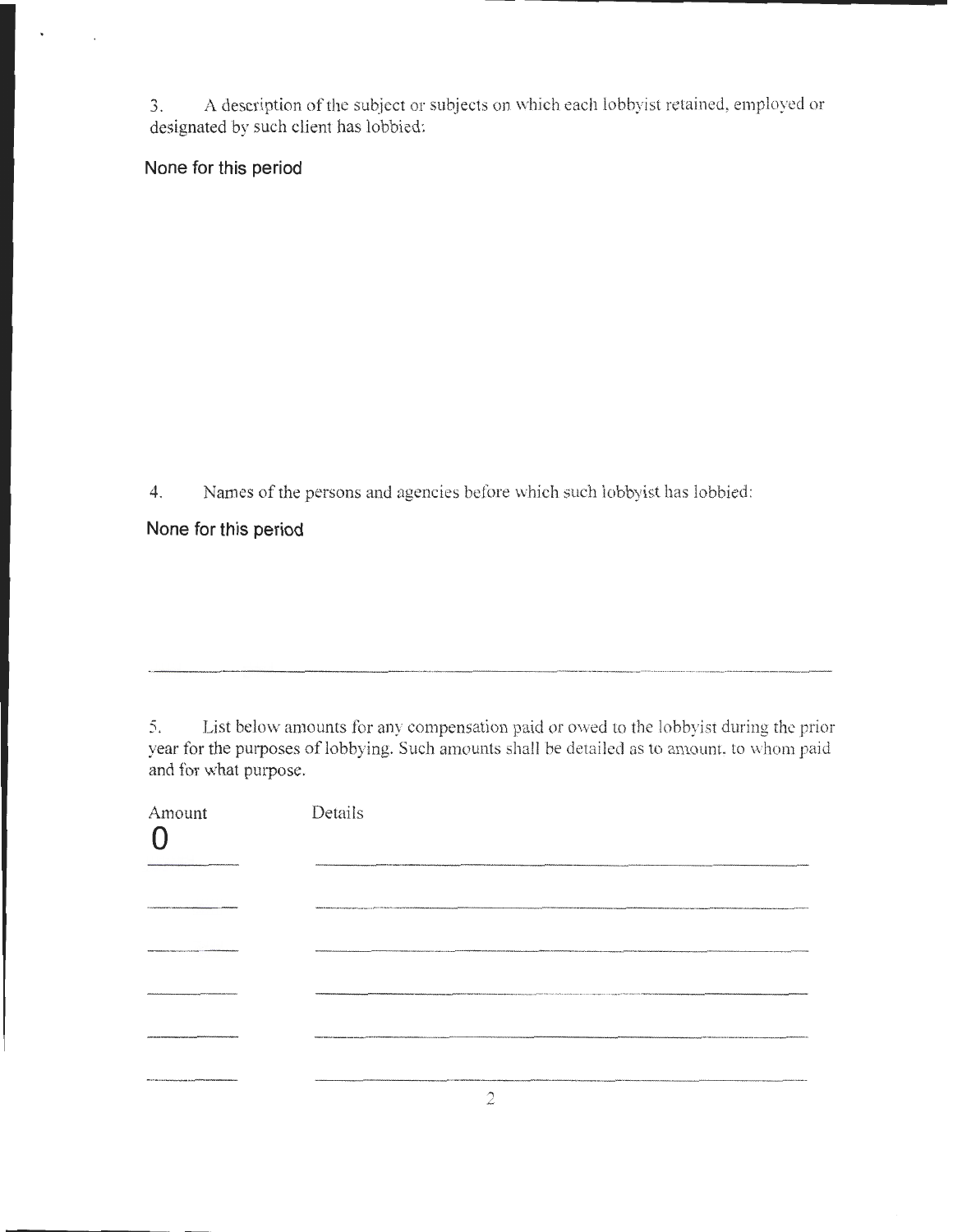3. A description of the subject or subjects on which each lobbyist retained, employed or designated by such client has lobbied:

None for this period

4. Names of the persons and agencies before which such lobbyist has lobbied:

None for this period

5. List below amounts for any compensation paid or owed to the lobbyist during the prior year for the purposes of lobbying. Such amounts shall be detailed as to amount. to whom paid and for what purpose.

| Amount | Details |
| --- | --- |
| 0 | |
| | |
| | |
| | |
| | |
| | |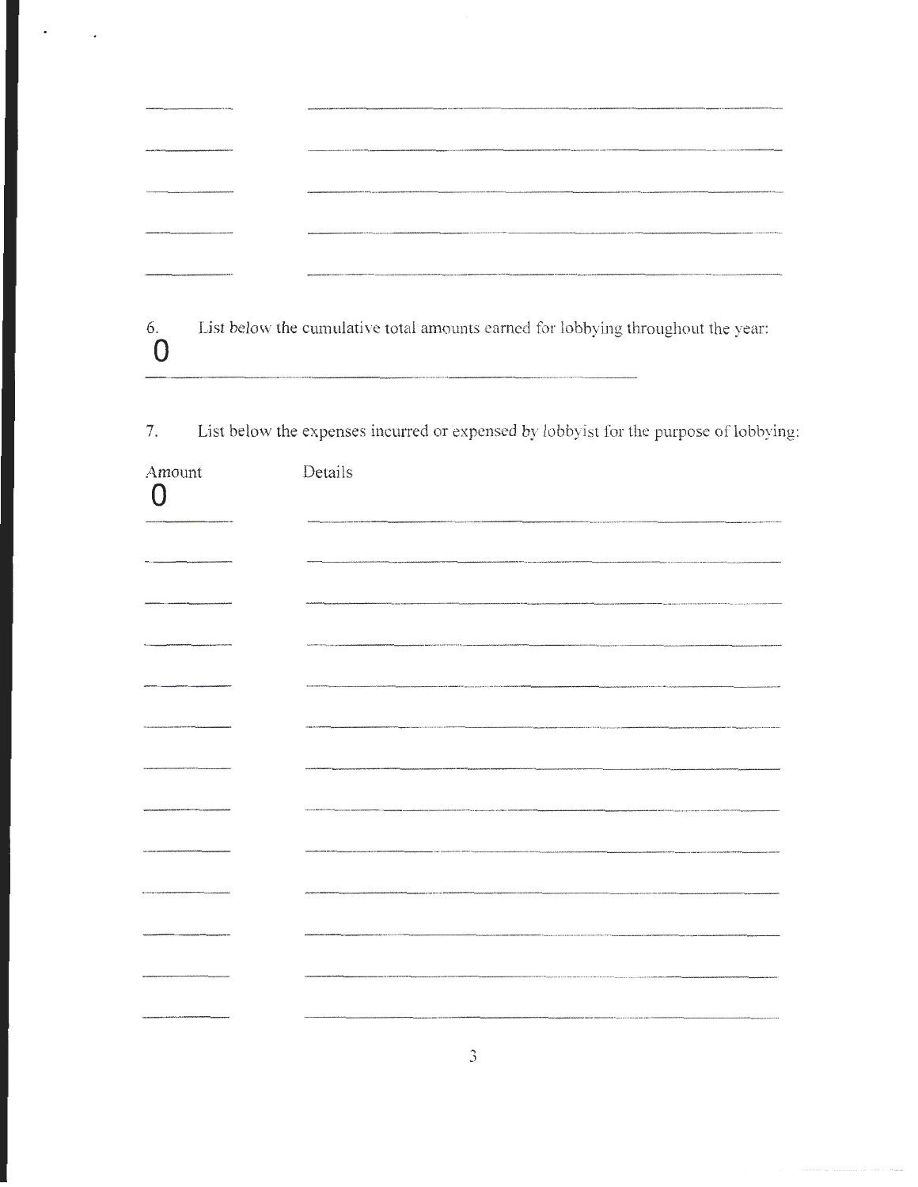6. List below the cumulative total amounts earned for lobbying throughout the year:

0

7. List below the expenses incurred or expensed by lobbyist for the purpose of lobbying:

| Amount | Details |
| --- | --- |
| 0 | |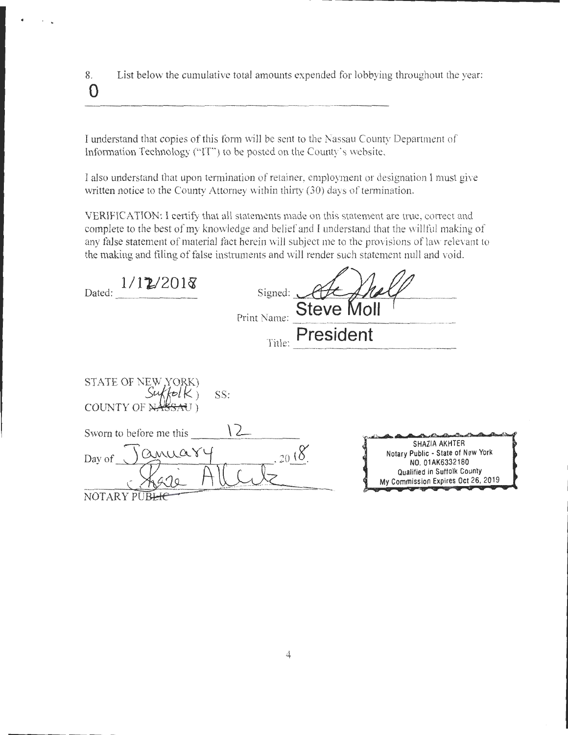8. List below the cumulative total amounts expended for lobbying throughout the year:

0

I understand that copies of this form will be sent to the Nassau County Department of Information Technology ("IT") to be posted on the County's website.

I also understand that upon termination of retainer, employment or designation I must give written notice to the County Attorney within thirty (30) days of termination.

VERIFICATION: I certify that all statements made on this statement are true, correct and complete to the best of my knowledge and belief and I understand that the willful making of any false statement of material fact herein will subject me to the provisions of law relevant to the making and filing of false instruments and will render such statement null and void.

Dated: 1/12/2018

Signed: [signature]

Print Name: Steve Moll

Title: President

STATE OF NEW YORK)
COUNTY OF ~~NASSAU~~ Suffolk) SS:

Sworn to before me this 12

Day of January, 2018.

[signature]

NOTARY PUBLIC

SHAZIA AKHTER
Notary Public - State of New York
NO. 01AK6332180
Qualified in Suffolk County
My Commission Expires Oct 26, 2019